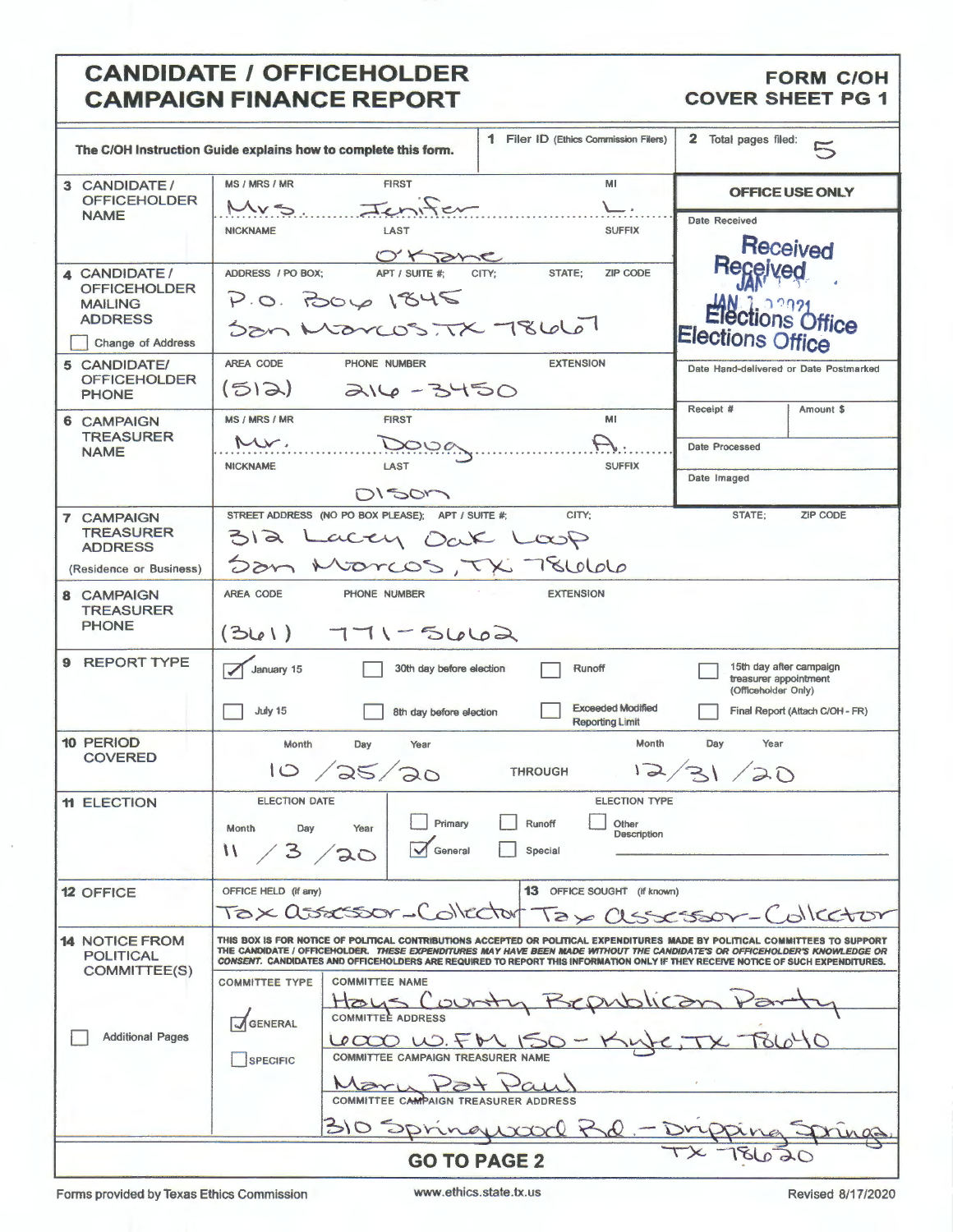# CANDIDATE / OFFICEHOLDER CAMPAIGN FINANCE REPORT

**FORM C/OH COVER SHEET PG 1**

The C/OH Instruction Guide explains how to complete this form.

**1** Filer ID (Ethics Commission Filers):

**2** Total pages filed: 5

**OFFICE USE ONLY**

Date Received: Received JAN 1 2021 Elections Office

Date Hand-delivered or Date Postmarked:

Receipt #: | Amount $:

Date Processed:

Date Imaged:

**3 CANDIDATE / OFFICEHOLDER NAME**

| MS / MRS / MR | FIRST | MI |
|---|---|---|
| Mrs. | Jenifer | L. |
| **NICKNAME** | **LAST** | **SUFFIX** |
| | O'Kane | |

**4 CANDIDATE / OFFICEHOLDER MAILING ADDRESS**

ADDRESS / PO BOX; APT / SUITE #; CITY; STATE; ZIP CODE

P.O. Box 1845
San Marcos, TX 78667

☐ Change of Address

**5 CANDIDATE / OFFICEHOLDER PHONE**

| AREA CODE | PHONE NUMBER | EXTENSION |
|---|---|---|
| (512) | 216-3450 | |

**6 CAMPAIGN TREASURER NAME**

| MS / MRS / MR | FIRST | MI |
|---|---|---|
| Mr. | Doug | A. |
| **NICKNAME** | **LAST** | **SUFFIX** |
| | Olson | |

**7 CAMPAIGN TREASURER ADDRESS (Residence or Business)**

STREET ADDRESS (NO PO BOX PLEASE); APT / SUITE #; CITY; STATE; ZIP CODE

312 Lacey Oak Loop
San Marcos, TX 78666

**8 CAMPAIGN TREASURER PHONE**

| AREA CODE | PHONE NUMBER | EXTENSION |
|---|---|---|
| (361) | 771-5662 | |

**9 REPORT TYPE**

- ☑ January 15
- ☐ 30th day before election
- ☐ Runoff
- ☐ 15th day after campaign treasurer appointment (Officeholder Only)
- ☐ July 15
- ☐ 8th day before election
- ☐ Exceeded Modified Reporting Limit
- ☐ Final Report (Attach C/OH - FR)

**10 PERIOD COVERED**

10 / 25 / 20 THROUGH 12 / 31 / 20

**11 ELECTION**

ELECTION DATE: 11 / 3 / 20

ELECTION TYPE:
- ☐ Primary
- ☐ Runoff
- ☐ Other Description
- ☑ General
- ☐ Special

**12 OFFICE**

OFFICE HELD (if any): Tax assessor-Collector

**13** OFFICE SOUGHT (if known): Tax assessor-Collector

**14 NOTICE FROM POLITICAL COMMITTEE(S)**

THIS BOX IS FOR NOTICE OF POLITICAL CONTRIBUTIONS ACCEPTED OR POLITICAL EXPENDITURES MADE BY POLITICAL COMMITTEES TO SUPPORT THE CANDIDATE / OFFICEHOLDER. *THESE EXPENDITURES MAY HAVE BEEN MADE WITHOUT THE CANDIDATE'S OR OFFICEHOLDER'S KNOWLEDGE OR CONSENT.* CANDIDATES AND OFFICEHOLDERS ARE REQUIRED TO REPORT THIS INFORMATION ONLY IF THEY RECEIVE NOTICE OF SUCH EXPENDITURES.

☐ Additional Pages

COMMITTEE TYPE: ☑ GENERAL ☐ SPECIFIC

COMMITTEE NAME: Hays County Republican Party

COMMITTEE ADDRESS: 6000 W. FM 150 - Kyle, TX 78640

COMMITTEE CAMPAIGN TREASURER NAME: Mary Pat Paul

COMMITTEE CAMPAIGN TREASURER ADDRESS: 310 Springwood Rd. - Dripping Springs TX 78620

**GO TO PAGE 2**

Forms provided by Texas Ethics Commission | www.ethics.state.tx.us | Revised 8/17/2020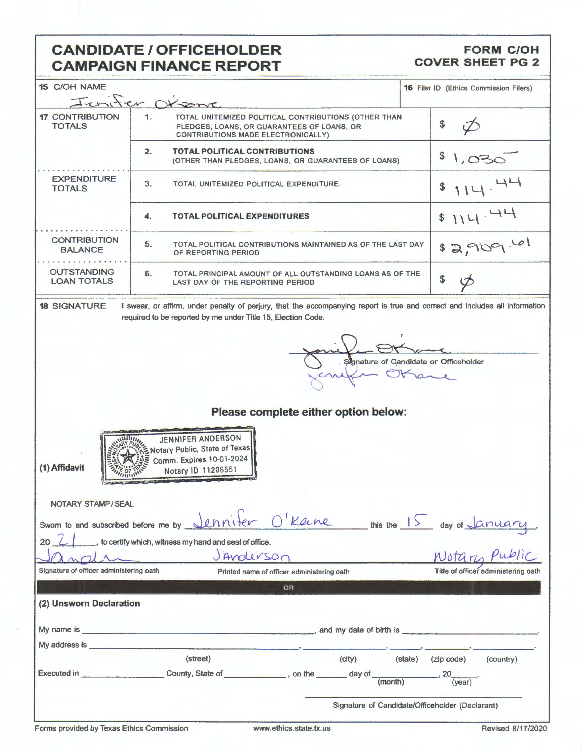# CANDIDATE / OFFICEHOLDER CAMPAIGN FINANCE REPORT

**FORM C/OH COVER SHEET PG 2**

| | | |
|---|---|---|
| **15** C/OH NAME | Jenifer Okane | **16** Filer ID (Ethics Commission Filers) |

| | | | |
|---|---|---|---|
| **17** CONTRIBUTION TOTALS | 1. | TOTAL UNITEMIZED POLITICAL CONTRIBUTIONS (OTHER THAN PLEDGES, LOANS, OR GUARANTEES OF LOANS, OR CONTRIBUTIONS MADE ELECTRONICALLY) | $ Ø |
| | 2. | **TOTAL POLITICAL CONTRIBUTIONS** (OTHER THAN PLEDGES, LOANS, OR GUARANTEES OF LOANS) | $ 1,030 |
| EXPENDITURE TOTALS | 3. | TOTAL UNITEMIZED POLITICAL EXPENDITURE. | $ 114.44 |
| | 4. | **TOTAL POLITICAL EXPENDITURES** | $ 114.44 |
| CONTRIBUTION BALANCE | 5. | TOTAL POLITICAL CONTRIBUTIONS MAINTAINED AS OF THE LAST DAY OF REPORTING PERIOD | $ 2,909.61 |
| OUTSTANDING LOAN TOTALS | 6. | TOTAL PRINCIPAL AMOUNT OF ALL OUTSTANDING LOANS AS OF THE LAST DAY OF THE REPORTING PERIOD | $ Ø |

**18** SIGNATURE I swear, or affirm, under penalty of perjury, that the accompanying report is true and correct and includes all information required to be reported by me under Title 15, Election Code.

Jenifer OKane

Signature of Candidate or Officeholder

Jenifer OKane

**Please complete either option below:**

**(1) Affidavit**

JENNIFER ANDERSON
Notary Public, State of Texas
Comm. Expires 10-01-2024
Notary ID 11208551

NOTARY STAMP / SEAL

Sworn to and subscribed before me by Jennifer O'Kane this the 15 day of January, 20 21, to certify which, witness my hand and seal of office.

| | | |
|---|---|---|
| JAnderson | JAnderson | Notary Public |
| Signature of officer administering oath | Printed name of officer administering oath | Title of officer administering oath |

OR

**(2) Unsworn Declaration**

My name is ______________________, and my date of birth is ______________.

My address is ______________, ______________, ______, __________, __________.
(street) (city) (state) (zip code) (country)

Executed in ______________ County, State of ______________, on the ______ day of ______________ (month), 20____ (year).

______________________________
Signature of Candidate/Officeholder (Declarant)

Forms provided by Texas Ethics Commission www.ethics.state.tx.us Revised 8/17/2020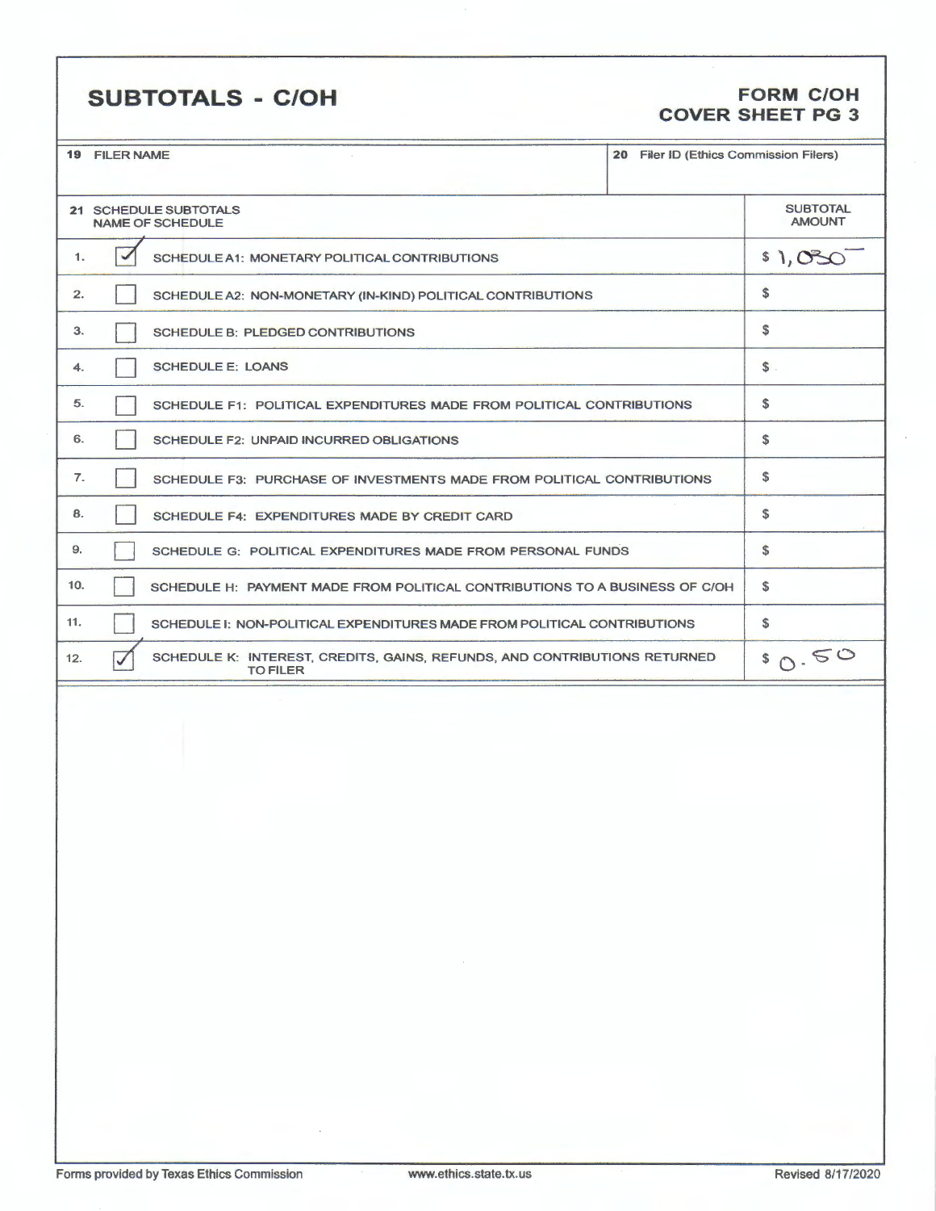## SUBTOTALS - C/OH

**FORM C/OH**
**COVER SHEET PG 3**

| 19 FILER NAME | 20 Filer ID (Ethics Commission Filers) |
|---|---|
| | |

| 21 SCHEDULE SUBTOTALS NAME OF SCHEDULE | | | SUBTOTAL AMOUNT |
|---|---|---|---|
| 1. | ☑ | SCHEDULE A1: MONETARY POLITICAL CONTRIBUTIONS | $ 1,030 |
| 2. | ☐ | SCHEDULE A2: NON-MONETARY (IN-KIND) POLITICAL CONTRIBUTIONS | $ |
| 3. | ☐ | SCHEDULE B: PLEDGED CONTRIBUTIONS | $ |
| 4. | ☐ | SCHEDULE E: LOANS | $ |
| 5. | ☐ | SCHEDULE F1: POLITICAL EXPENDITURES MADE FROM POLITICAL CONTRIBUTIONS | $ |
| 6. | ☐ | SCHEDULE F2: UNPAID INCURRED OBLIGATIONS | $ |
| 7. | ☐ | SCHEDULE F3: PURCHASE OF INVESTMENTS MADE FROM POLITICAL CONTRIBUTIONS | $ |
| 8. | ☐ | SCHEDULE F4: EXPENDITURES MADE BY CREDIT CARD | $ |
| 9. | ☐ | SCHEDULE G: POLITICAL EXPENDITURES MADE FROM PERSONAL FUNDS | $ |
| 10. | ☐ | SCHEDULE H: PAYMENT MADE FROM POLITICAL CONTRIBUTIONS TO A BUSINESS OF C/OH | $ |
| 11. | ☐ | SCHEDULE I: NON-POLITICAL EXPENDITURES MADE FROM POLITICAL CONTRIBUTIONS | $ |
| 12. | ☑ | SCHEDULE K: INTEREST, CREDITS, GAINS, REFUNDS, AND CONTRIBUTIONS RETURNED TO FILER | $ 0.50 |

Forms provided by Texas Ethics Commission www.ethics.state.tx.us Revised 8/17/2020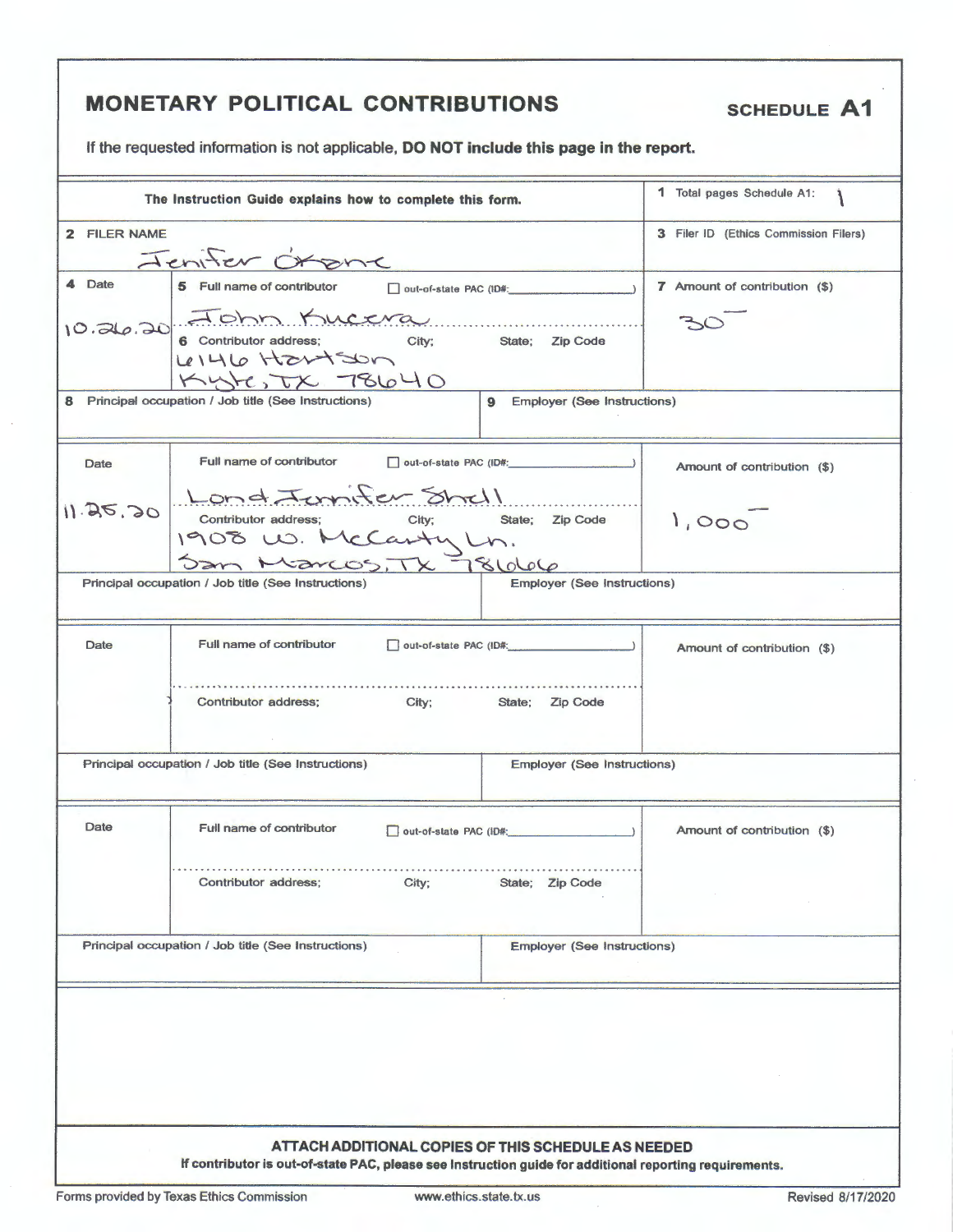# MONETARY POLITICAL CONTRIBUTIONS

**SCHEDULE A1**

If the requested information is not applicable, **DO NOT include this page in the report.**

| The Instruction Guide explains how to complete this form. | | 1 Total pages Schedule A1: 1 |
|---|---|---|
| 2 FILER NAME<br>Jenifer Okane | | 3 Filer ID (Ethics Commission Filers) |
| 4 Date<br>10.26.20 | 5 Full name of contributor ☐ out-of-state PAC (ID#: )<br>John Kucera<br>6 Contributor address; City; State; Zip Code<br>6146 Hartson<br>Kyle, TX 78640 | 7 Amount of contribution ($)<br>30— |
| 8 Principal occupation / Job title (See Instructions) | 9 Employer (See Instructions) | |
| Date<br>11.25.20 | Full name of contributor ☐ out-of-state PAC (ID#: )<br>Lond Jennifer Shell<br>Contributor address; City; State; Zip Code<br>1908 W. McCarty Ln.<br>San Marcos, TX 78666 | Amount of contribution ($)<br>1,000— |
| Principal occupation / Job title (See Instructions) | Employer (See Instructions) | |
| Date | Full name of contributor ☐ out-of-state PAC (ID#: )<br>Contributor address; City; State; Zip Code | Amount of contribution ($) |
| Principal occupation / Job title (See Instructions) | Employer (See Instructions) | |
| Date | Full name of contributor ☐ out-of-state PAC (ID#: )<br>Contributor address; City; State; Zip Code | Amount of contribution ($) |
| Principal occupation / Job title (See Instructions) | Employer (See Instructions) | |

**ATTACH ADDITIONAL COPIES OF THIS SCHEDULE AS NEEDED**

**If contributor is out-of-state PAC, please see Instruction guide for additional reporting requirements.**

Forms provided by Texas Ethics Commission www.ethics.state.tx.us Revised 8/17/2020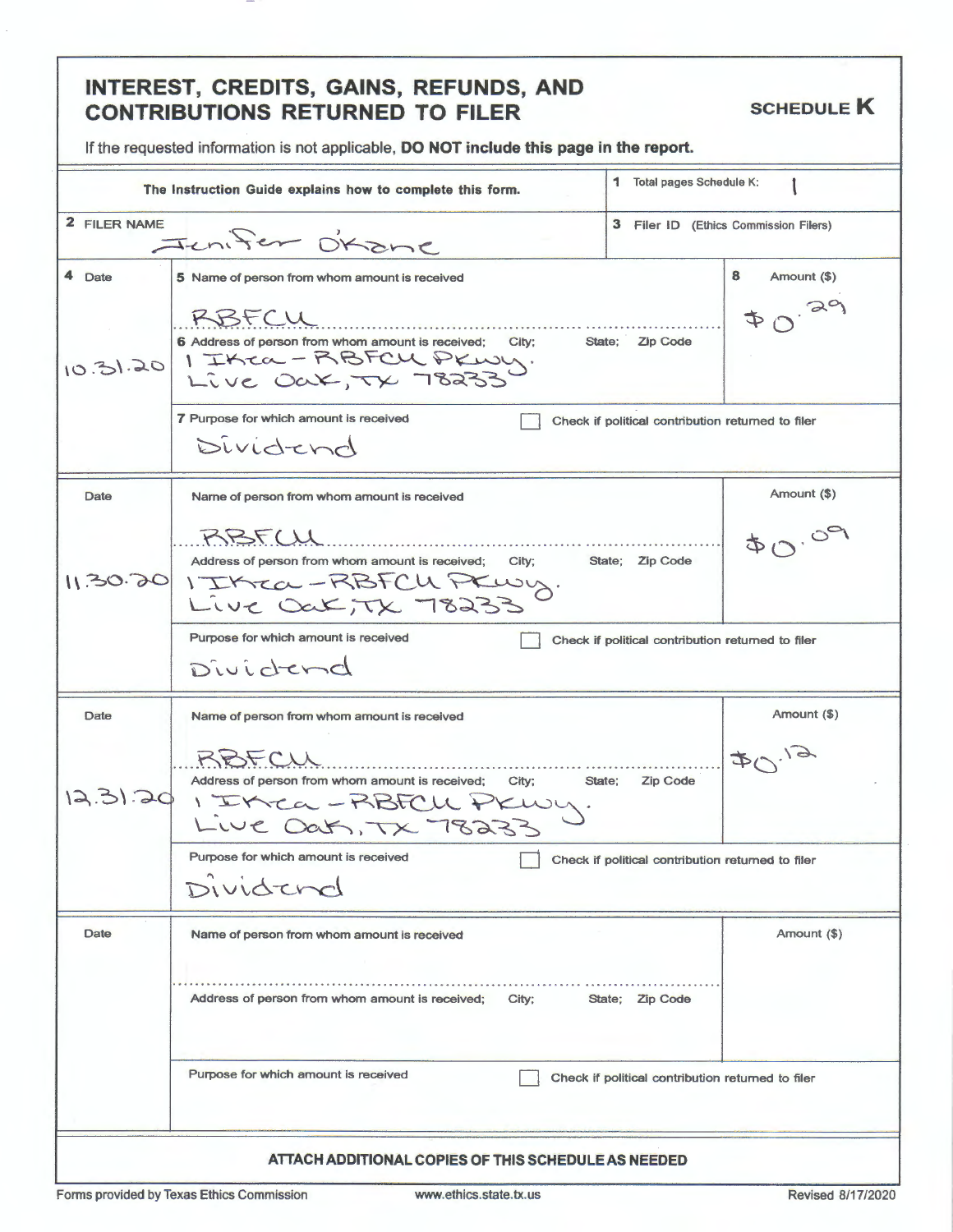# INTEREST, CREDITS, GAINS, REFUNDS, AND CONTRIBUTIONS RETURNED TO FILER

**SCHEDULE K**

If the requested information is not applicable, **DO NOT include this page in the report.**

| | |
|---|---|
| **The Instruction Guide explains how to complete this form.** | 1 Total pages Schedule K: 1 |
| 2 FILER NAME<br>Jenifer OKane | 3 Filer ID (Ethics Commission Filers) |

| 4 Date | 5 Name of person from whom amount is received / 6 Address of person from whom amount is received; City; State; Zip Code / 7 Purpose for which amount is received | 8 Amount ($) |
|---|---|---|
| 10.31.20 | RBFCU<br>1 Ikea - RBFCU Pkwy. Live Oak, TX 78233<br>Purpose: Dividend<br>☐ Check if political contribution returned to filer | $0.29 |
| 11.30.20 | RBFCU<br>1 Ikea - RBFCU Pkwy. Live Oak, TX 78233<br>Purpose: Dividend<br>☐ Check if political contribution returned to filer | $0.09 |
| 12.31.20 | RBFCU<br>1 Ikea - RBFCU Pkwy. Live Oak, TX 78233<br>Purpose: Dividend<br>☐ Check if political contribution returned to filer | $0.12 |
| | Name of person from whom amount is received<br>Address of person from whom amount is received; City; State; Zip Code<br>Purpose for which amount is received<br>☐ Check if political contribution returned to filer | |

**ATTACH ADDITIONAL COPIES OF THIS SCHEDULE AS NEEDED**

Forms provided by Texas Ethics Commission www.ethics.state.tx.us Revised 8/17/2020